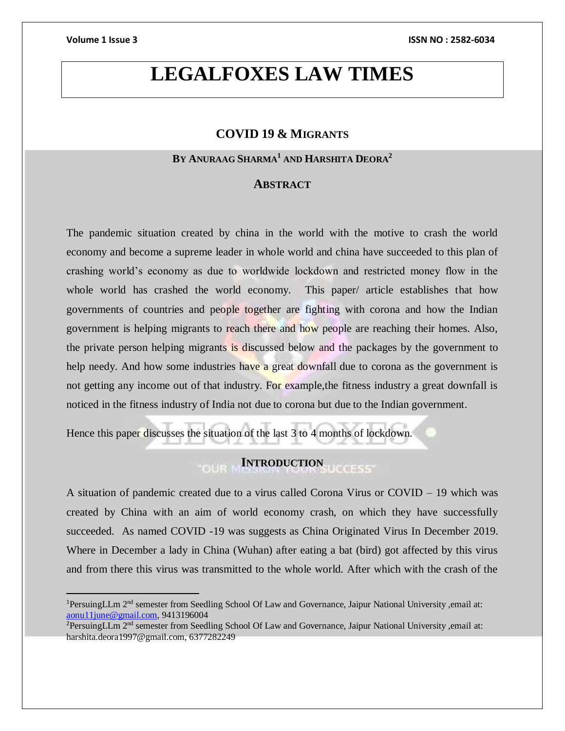# LEGALFOXES LAW TIMES

## COVID 19 & MIGRANTS

**BY ANURAAG SHARMA[1] AND HARSHITA DEORA[2]**

## ABSTRACT

The pandemic situation created by china in the world with the motive to crash the world economy and become a supreme leader in whole world and china have succeeded to this plan of crashing world's economy as due to worldwide lockdown and restricted money flow in the whole world has crashed the world economy. This paper/ article establishes that how governments of countries and people together are fighting with corona and how the Indian government is helping migrants to reach there and how people are reaching their homes. Also, the private person helping migrants is discussed below and the packages by the government to help needy. And how some industries have a great downfall due to corona as the government is not getting any income out of that industry. For example,the fitness industry a great downfall is noticed in the fitness industry of India not due to corona but due to the Indian government.

Hence this paper discusses the situation of the last 3 to 4 months of lockdown.

## INTRODUCTION

A situation of pandemic created due to a virus called Corona Virus or COVID – 19 which was created by China with an aim of world economy crash, on which they have successfully succeeded. As named COVID -19 was suggests as China Originated Virus In December 2019. Where in December a lady in China (Wuhan) after eating a bat (bird) got affected by this virus and from there this virus was transmitted to the whole world. After which with the crash of the

---

[1]PersuingLLm 2nd semester from Seedling School Of Law and Governance, Jaipur National University ,email at: aonu11june@gmail.com, 9413196004

[2]PersuingLLm 2nd semester from Seedling School Of Law and Governance, Jaipur National University ,email at: harshita.deora1997@gmail.com, 6377282249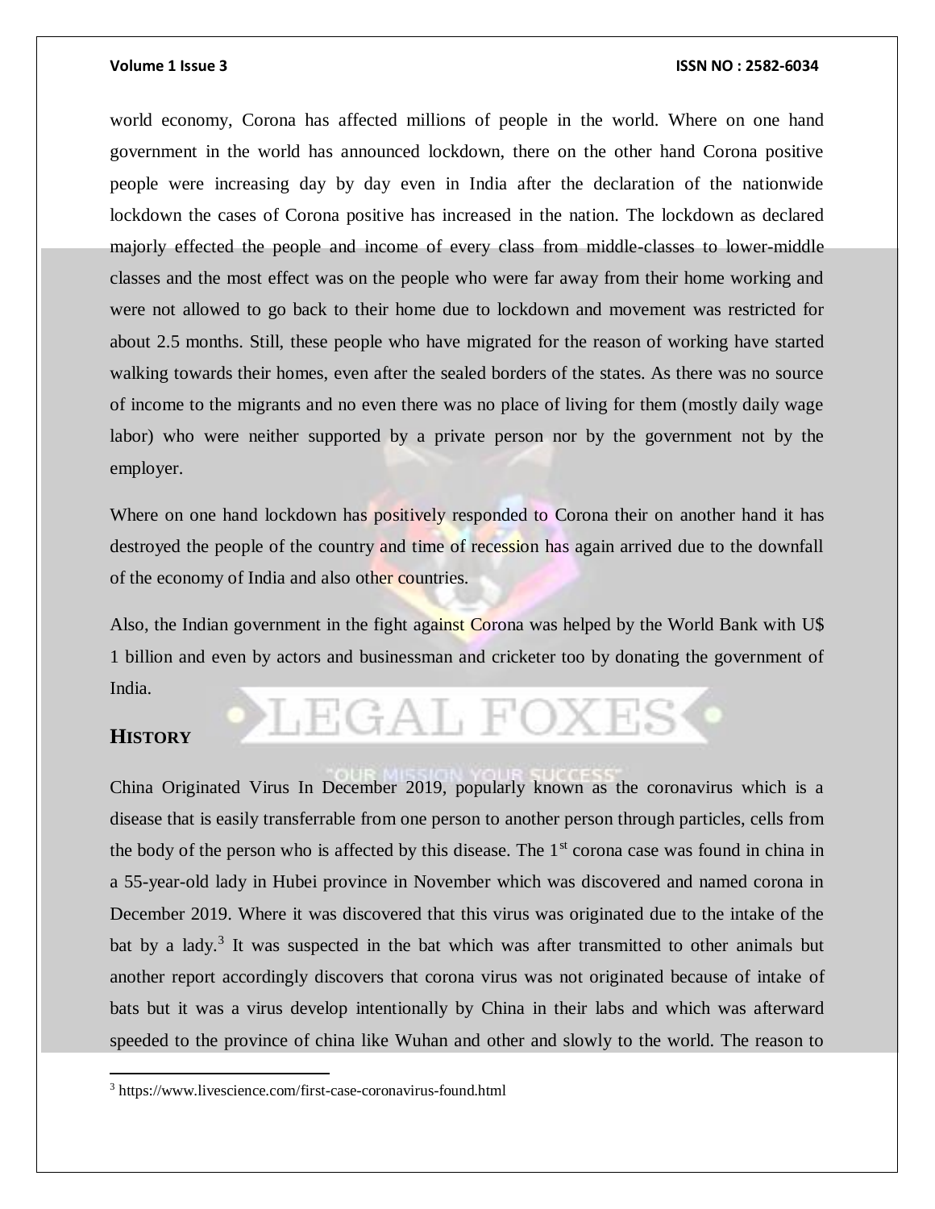world economy, Corona has affected millions of people in the world. Where on one hand government in the world has announced lockdown, there on the other hand Corona positive people were increasing day by day even in India after the declaration of the nationwide lockdown the cases of Corona positive has increased in the nation. The lockdown as declared majorly effected the people and income of every class from middle-classes to lower-middle classes and the most effect was on the people who were far away from their home working and were not allowed to go back to their home due to lockdown and movement was restricted for about 2.5 months. Still, these people who have migrated for the reason of working have started walking towards their homes, even after the sealed borders of the states. As there was no source of income to the migrants and no even there was no place of living for them (mostly daily wage labor) who were neither supported by a private person nor by the government not by the employer.

Where on one hand lockdown has positively responded to Corona their on another hand it has destroyed the people of the country and time of recession has again arrived due to the downfall of the economy of India and also other countries.

Also, the Indian government in the fight against Corona was helped by the World Bank with U$ 1 billion and even by actors and businessman and cricketer too by donating the government of India.

## HISTORY

China Originated Virus In December 2019, popularly known as the coronavirus which is a disease that is easily transferrable from one person to another person through particles, cells from the body of the person who is affected by this disease. The 1st corona case was found in china in a 55-year-old lady in Hubei province in November which was discovered and named corona in December 2019. Where it was discovered that this virus was originated due to the intake of the bat by a lady.[3] It was suspected in the bat which was after transmitted to other animals but another report accordingly discovers that corona virus was not originated because of intake of bats but it was a virus develop intentionally by China in their labs and which was afterward speeded to the province of china like Wuhan and other and slowly to the world. The reason to

[3] https://www.livescience.com/first-case-coronavirus-found.html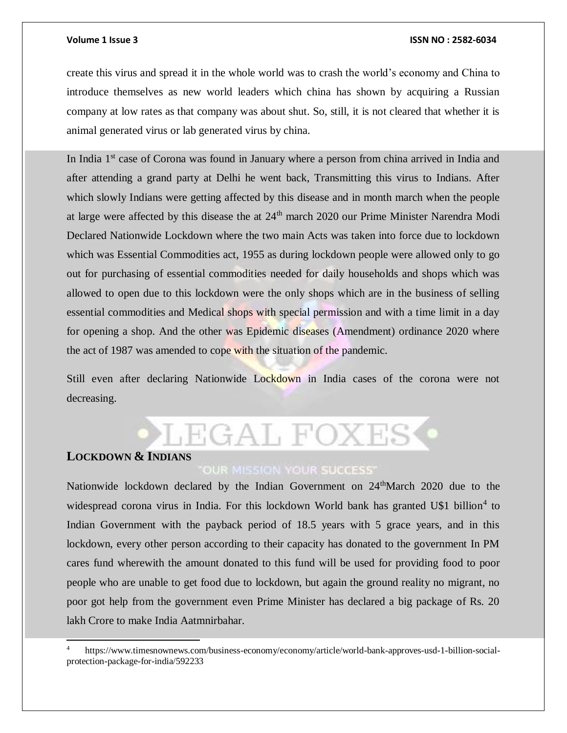create this virus and spread it in the whole world was to crash the world's economy and China to introduce themselves as new world leaders which china has shown by acquiring a Russian company at low rates as that company was about shut. So, still, it is not cleared that whether it is animal generated virus or lab generated virus by china.

In India 1st case of Corona was found in January where a person from china arrived in India and after attending a grand party at Delhi he went back, Transmitting this virus to Indians. After which slowly Indians were getting affected by this disease and in month march when the people at large were affected by this disease the at 24th march 2020 our Prime Minister Narendra Modi Declared Nationwide Lockdown where the two main Acts was taken into force due to lockdown which was Essential Commodities act, 1955 as during lockdown people were allowed only to go out for purchasing of essential commodities needed for daily households and shops which was allowed to open due to this lockdown were the only shops which are in the business of selling essential commodities and Medical shops with special permission and with a time limit in a day for opening a shop. And the other was Epidemic diseases (Amendment) ordinance 2020 where the act of 1987 was amended to cope with the situation of the pandemic.

Still even after declaring Nationwide Lockdown in India cases of the corona were not decreasing.

## LOCKDOWN & INDIANS

Nationwide lockdown declared by the Indian Government on 24thMarch 2020 due to the widespread corona virus in India. For this lockdown World bank has granted U$1 billion[4] to Indian Government with the payback period of 18.5 years with 5 grace years, and in this lockdown, every other person according to their capacity has donated to the government In PM cares fund wherewith the amount donated to this fund will be used for providing food to poor people who are unable to get food due to lockdown, but again the ground reality no migrant, no poor got help from the government even Prime Minister has declared a big package of Rs. 20 lakh Crore to make India Aatmnirbahar.

---

[4] https://www.timesnownews.com/business-economy/economy/article/world-bank-approves-usd-1-billion-social-protection-package-for-india/592233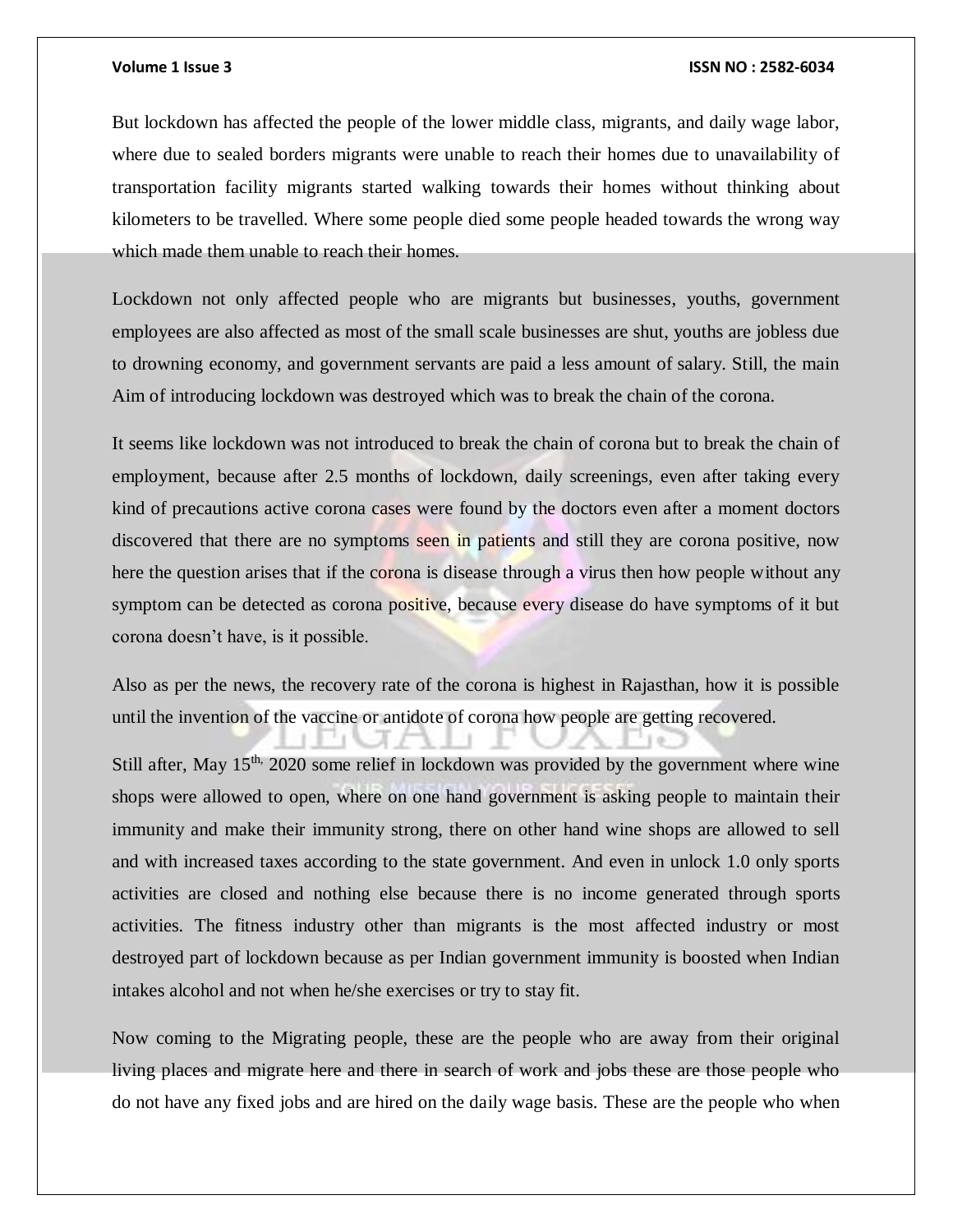But lockdown has affected the people of the lower middle class, migrants, and daily wage labor, where due to sealed borders migrants were unable to reach their homes due to unavailability of transportation facility migrants started walking towards their homes without thinking about kilometers to be travelled. Where some people died some people headed towards the wrong way which made them unable to reach their homes.

Lockdown not only affected people who are migrants but businesses, youths, government employees are also affected as most of the small scale businesses are shut, youths are jobless due to drowning economy, and government servants are paid a less amount of salary. Still, the main Aim of introducing lockdown was destroyed which was to break the chain of the corona.

It seems like lockdown was not introduced to break the chain of corona but to break the chain of employment, because after 2.5 months of lockdown, daily screenings, even after taking every kind of precautions active corona cases were found by the doctors even after a moment doctors discovered that there are no symptoms seen in patients and still they are corona positive, now here the question arises that if the corona is disease through a virus then how people without any symptom can be detected as corona positive, because every disease do have symptoms of it but corona doesn't have, is it possible.

Also as per the news, the recovery rate of the corona is highest in Rajasthan, how it is possible until the invention of the vaccine or antidote of corona how people are getting recovered.

Still after, May 15th, 2020 some relief in lockdown was provided by the government where wine shops were allowed to open, where on one hand government is asking people to maintain their immunity and make their immunity strong, there on other hand wine shops are allowed to sell and with increased taxes according to the state government. And even in unlock 1.0 only sports activities are closed and nothing else because there is no income generated through sports activities. The fitness industry other than migrants is the most affected industry or most destroyed part of lockdown because as per Indian government immunity is boosted when Indian intakes alcohol and not when he/she exercises or try to stay fit.

Now coming to the Migrating people, these are the people who are away from their original living places and migrate here and there in search of work and jobs these are those people who do not have any fixed jobs and are hired on the daily wage basis. These are the people who when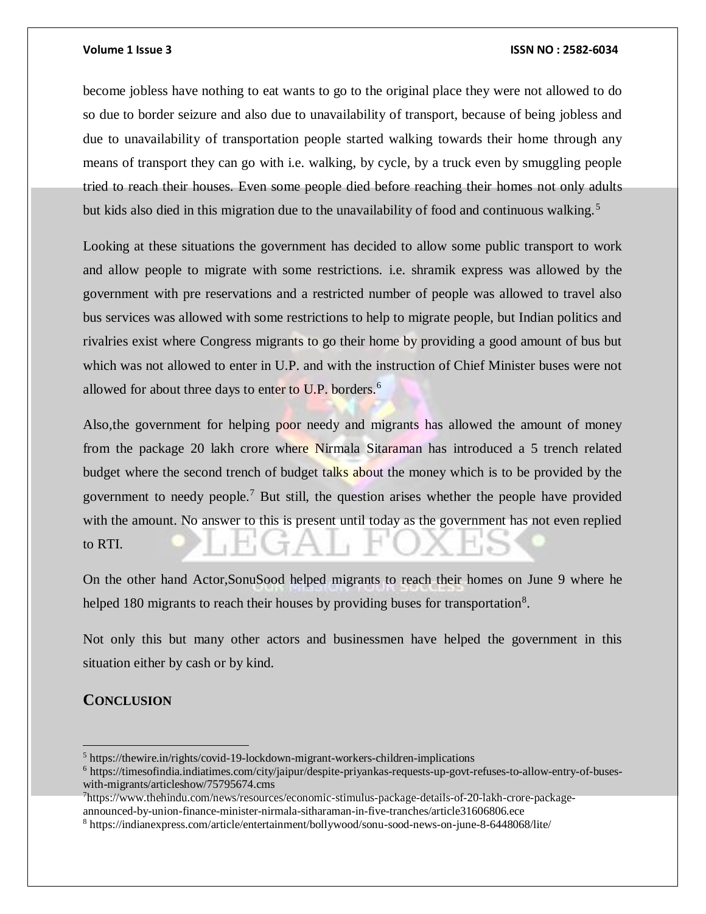become jobless have nothing to eat wants to go to the original place they were not allowed to do so due to border seizure and also due to unavailability of transport, because of being jobless and due to unavailability of transportation people started walking towards their home through any means of transport they can go with i.e. walking, by cycle, by a truck even by smuggling people tried to reach their houses. Even some people died before reaching their homes not only adults but kids also died in this migration due to the unavailability of food and continuous walking.[5]

Looking at these situations the government has decided to allow some public transport to work and allow people to migrate with some restrictions. i.e. shramik express was allowed by the government with pre reservations and a restricted number of people was allowed to travel also bus services was allowed with some restrictions to help to migrate people, but Indian politics and rivalries exist where Congress migrants to go their home by providing a good amount of bus but which was not allowed to enter in U.P. and with the instruction of Chief Minister buses were not allowed for about three days to enter to U.P. borders.[6]

Also,the government for helping poor needy and migrants has allowed the amount of money from the package 20 lakh crore where Nirmala Sitaraman has introduced a 5 trench related budget where the second trench of budget talks about the money which is to be provided by the government to needy people.[7] But still, the question arises whether the people have provided with the amount. No answer to this is present until today as the government has not even replied to RTI.

On the other hand Actor,SonuSood helped migrants to reach their homes on June 9 where he helped 180 migrants to reach their houses by providing buses for transportation[8].

Not only this but many other actors and businessmen have helped the government in this situation either by cash or by kind.

## CONCLUSION

---

[5] https://thewire.in/rights/covid-19-lockdown-migrant-workers-children-implications

[6] https://timesofindia.indiatimes.com/city/jaipur/despite-priyankas-requests-up-govt-refuses-to-allow-entry-of-buses-with-migrants/articleshow/75795674.cms

[7] https://www.thehindu.com/news/resources/economic-stimulus-package-details-of-20-lakh-crore-package-announced-by-union-finance-minister-nirmala-sitharaman-in-five-tranches/article31606806.ece

[8] https://indianexpress.com/article/entertainment/bollywood/sonu-sood-news-on-june-8-6448068/lite/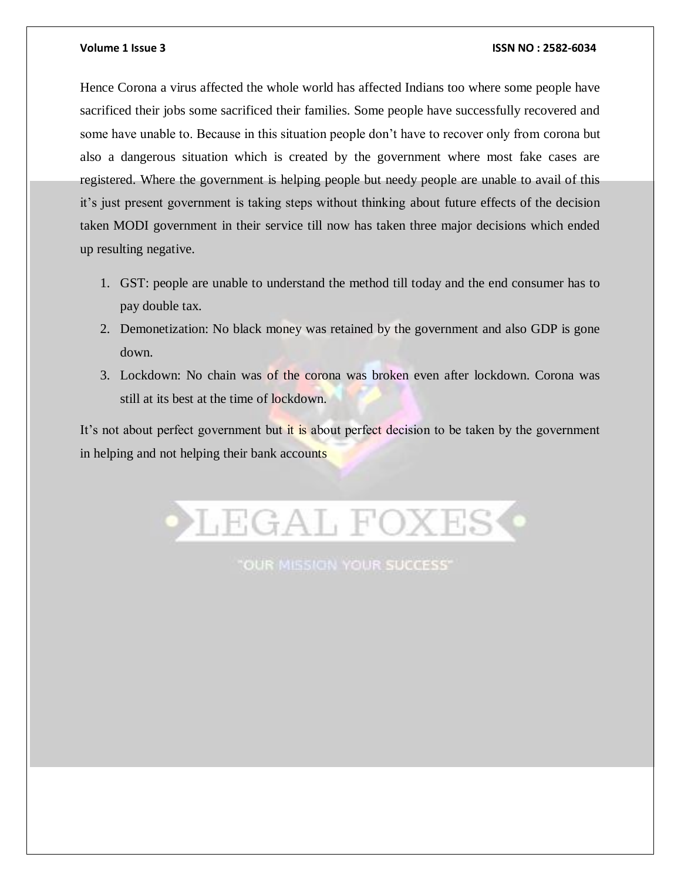Hence Corona a virus affected the whole world has affected Indians too where some people have sacrificed their jobs some sacrificed their families. Some people have successfully recovered and some have unable to. Because in this situation people don't have to recover only from corona but also a dangerous situation which is created by the government where most fake cases are registered. Where the government is helping people but needy people are unable to avail of this it's just present government is taking steps without thinking about future effects of the decision taken MODI government in their service till now has taken three major decisions which ended up resulting negative.

1. GST: people are unable to understand the method till today and the end consumer has to pay double tax.
2. Demonetization: No black money was retained by the government and also GDP is gone down.
3. Lockdown: No chain was of the corona was broken even after lockdown. Corona was still at its best at the time of lockdown.

It's not about perfect government but it is about perfect decision to be taken by the government in helping and not helping their bank accounts